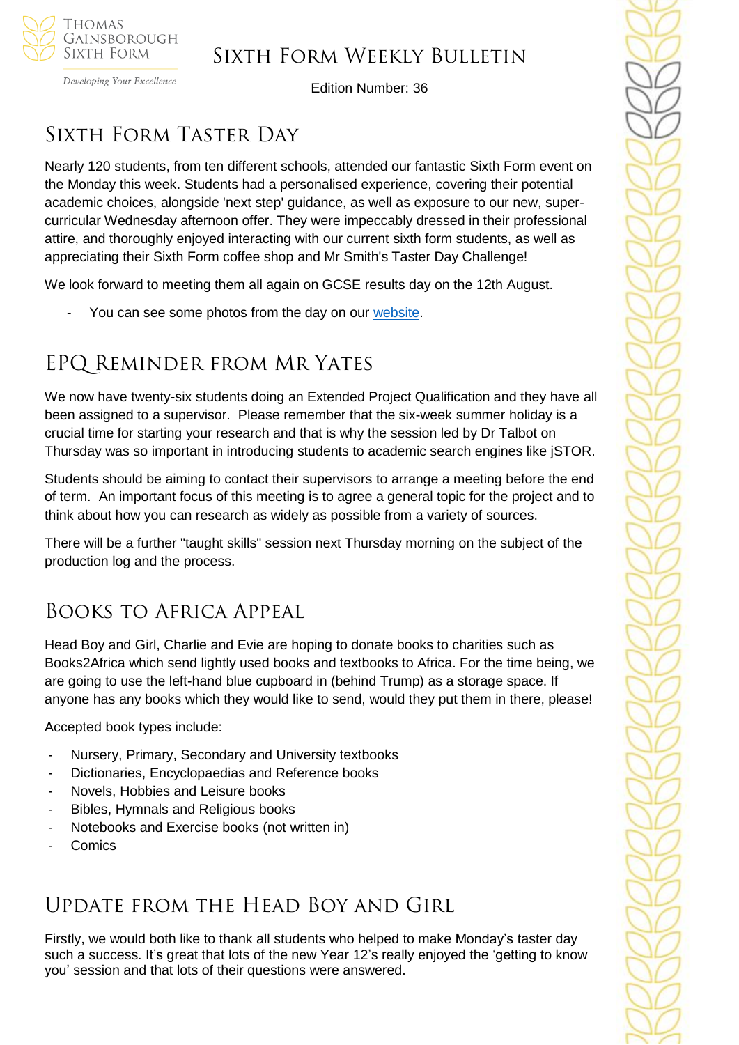Thomas Gainsborough Sixth Form

*Developing Your Excellence*

# Sixth Form Weekly Bulletin

Edition Number: 36

## Sixth Form Taster Day

Nearly 120 students, from ten different schools, attended our fantastic Sixth Form event on the Monday this week. Students had a personalised experience, covering their potential academic choices, alongside 'next step' guidance, as well as exposure to our new, super-curricular Wednesday afternoon offer. They were impeccably dressed in their professional attire, and thoroughly enjoyed interacting with our current sixth form students, as well as appreciating their Sixth Form coffee shop and Mr Smith's Taster Day Challenge!

We look forward to meeting them all again on GCSE results day on the 12th August.

- You can see some photos from the day on our website.

## EPQ Reminder from Mr Yates

We now have twenty-six students doing an Extended Project Qualification and they have all been assigned to a supervisor. Please remember that the six-week summer holiday is a crucial time for starting your research and that is why the session led by Dr Talbot on Thursday was so important in introducing students to academic search engines like jSTOR.

Students should be aiming to contact their supervisors to arrange a meeting before the end of term. An important focus of this meeting is to agree a general topic for the project and to think about how you can research as widely as possible from a variety of sources.

There will be a further "taught skills" session next Thursday morning on the subject of the production log and the process.

## Books to Africa Appeal

Head Boy and Girl, Charlie and Evie are hoping to donate books to charities such as Books2Africa which send lightly used books and textbooks to Africa. For the time being, we are going to use the left-hand blue cupboard in (behind Trump) as a storage space. If anyone has any books which they would like to send, would they put them in there, please!

Accepted book types include:

- Nursery, Primary, Secondary and University textbooks
- Dictionaries, Encyclopaedias and Reference books
- Novels, Hobbies and Leisure books
- Bibles, Hymnals and Religious books
- Notebooks and Exercise books (not written in)
- Comics

## Update from the Head Boy and Girl

Firstly, we would both like to thank all students who helped to make Monday's taster day such a success. It's great that lots of the new Year 12's really enjoyed the 'getting to know you' session and that lots of their questions were answered.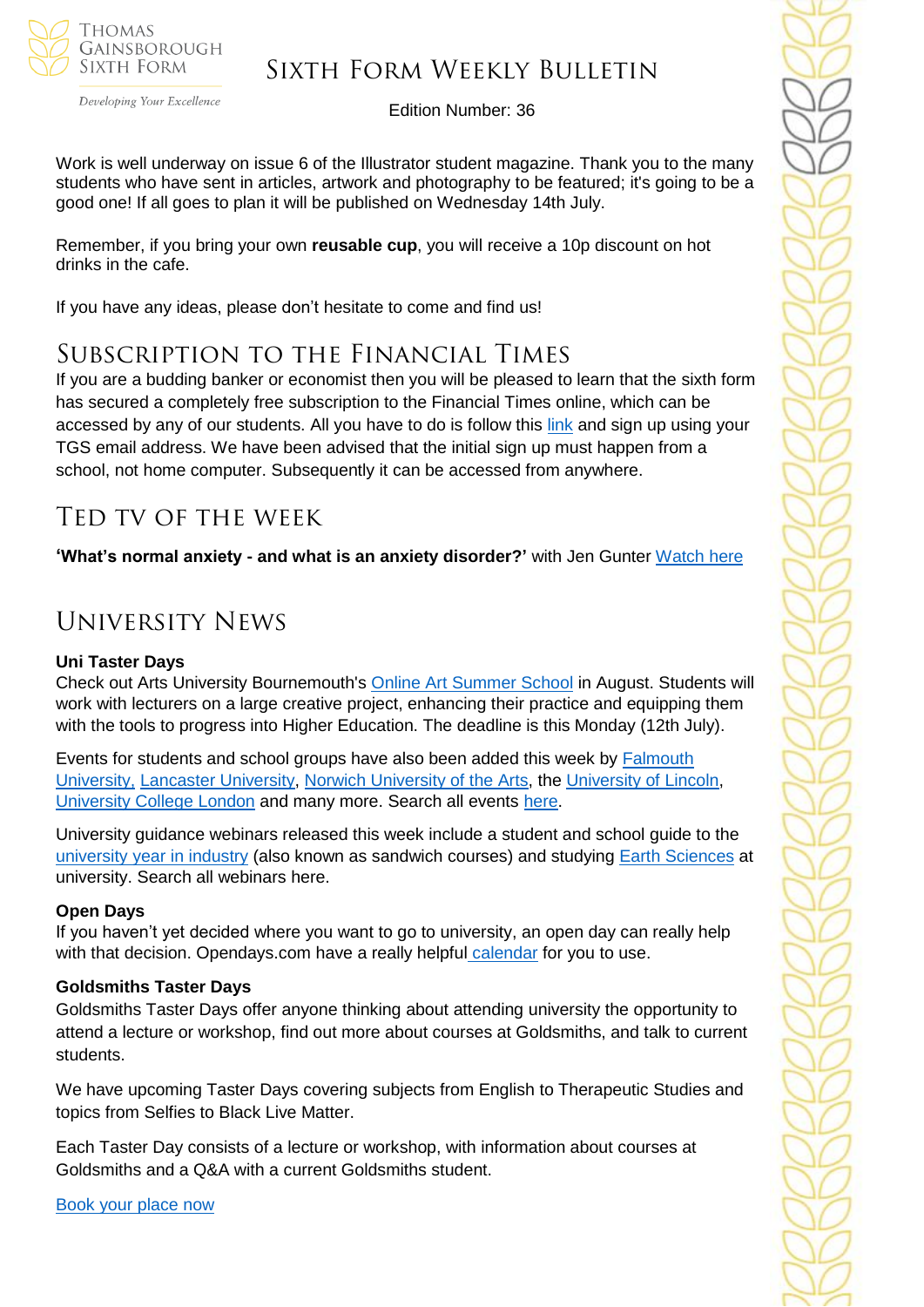Work is well underway on issue 6 of the Illustrator student magazine. Thank you to the many students who have sent in articles, artwork and photography to be featured; it's going to be a good one! If all goes to plan it will be published on Wednesday 14th July.

Remember, if you bring your own **reusable cup**, you will receive a 10p discount on hot drinks in the cafe.

If you have any ideas, please don't hesitate to come and find us!

## Subscription to the Financial Times

If you are a budding banker or economist then you will be pleased to learn that the sixth form has secured a completely free subscription to the Financial Times online, which can be accessed by any of our students. All you have to do is follow this link and sign up using your TGS email address. We have been advised that the initial sign up must happen from a school, not home computer. Subsequently it can be accessed from anywhere.

## TED TV of the Week

**'What's normal anxiety - and what is an anxiety disorder?'** with Jen Gunter Watch here

## University News

**Uni Taster Days**

Check out Arts University Bournemouth's Online Art Summer School in August. Students will work with lecturers on a large creative project, enhancing their practice and equipping them with the tools to progress into Higher Education. The deadline is this Monday (12th July).

Events for students and school groups have also been added this week by Falmouth University, Lancaster University, Norwich University of the Arts, the University of Lincoln, University College London and many more. Search all events here.

University guidance webinars released this week include a student and school guide to the university year in industry (also known as sandwich courses) and studying Earth Sciences at university. Search all webinars here.

**Open Days**

If you haven't yet decided where you want to go to university, an open day can really help with that decision. Opendays.com have a really helpful calendar for you to use.

**Goldsmiths Taster Days**

Goldsmiths Taster Days offer anyone thinking about attending university the opportunity to attend a lecture or workshop, find out more about courses at Goldsmiths, and talk to current students.

We have upcoming Taster Days covering subjects from English to Therapeutic Studies and topics from Selfies to Black Live Matter.

Each Taster Day consists of a lecture or workshop, with information about courses at Goldsmiths and a Q&A with a current Goldsmiths student.

Book your place now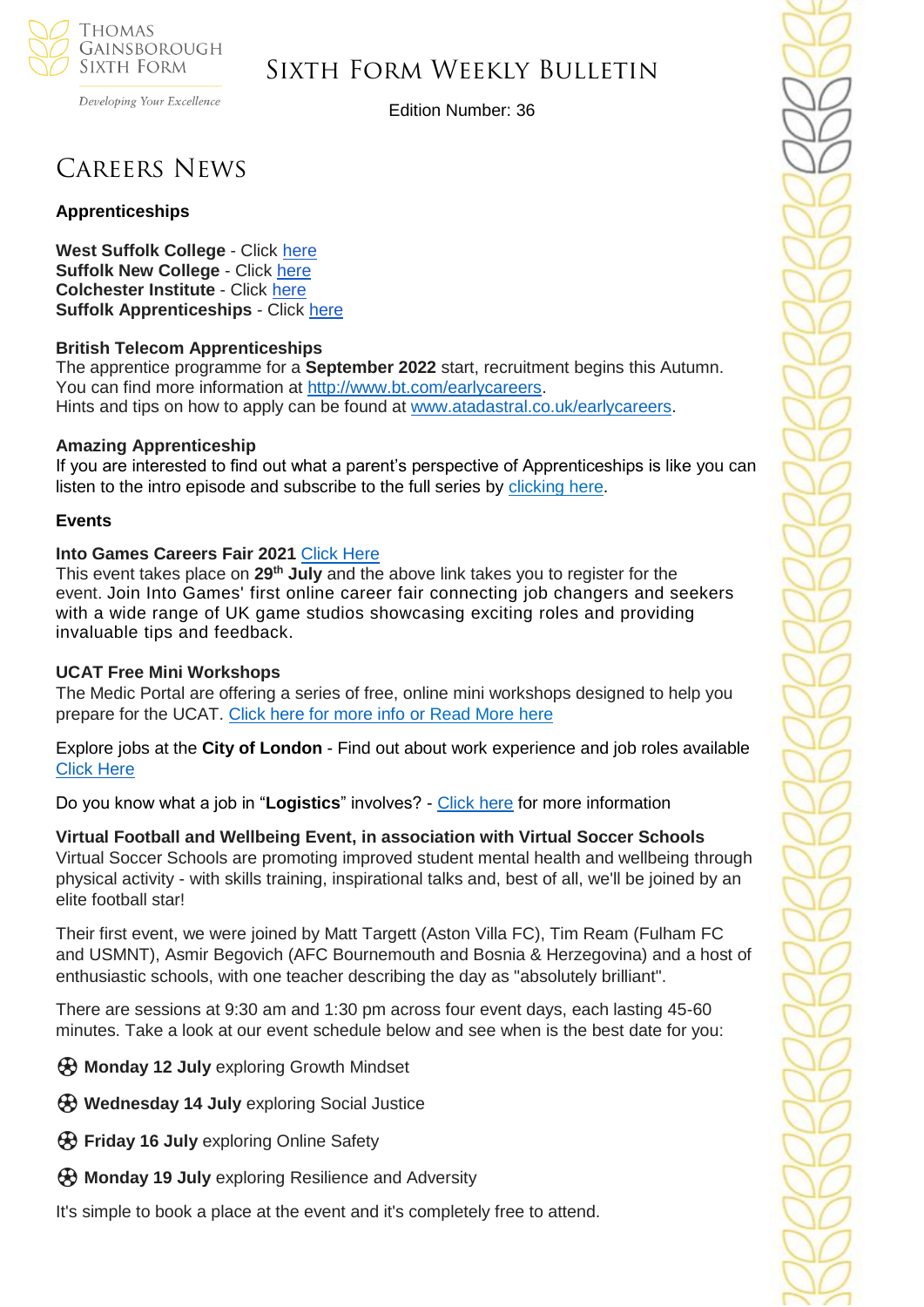# Careers News

**Apprenticeships**

**West Suffolk College** - Click here
**Suffolk New College** - Click here
**Colchester Institute** - Click here
**Suffolk Apprenticeships** - Click here

**British Telecom Apprenticeships**
The apprentice programme for a **September 2022** start, recruitment begins this Autumn. You can find more information at http://www.bt.com/earlycareers.
Hints and tips on how to apply can be found at www.atadastral.co.uk/earlycareers.

**Amazing Apprenticeship**
If you are interested to find out what a parent's perspective of Apprenticeships is like you can listen to the intro episode and subscribe to the full series by clicking here.

**Events**

**Into Games Careers Fair 2021** Click Here
This event takes place on **29th July** and the above link takes you to register for the event. Join Into Games' first online career fair connecting job changers and seekers with a wide range of UK game studios showcasing exciting roles and providing invaluable tips and feedback.

**UCAT Free Mini Workshops**
The Medic Portal are offering a series of free, online mini workshops designed to help you prepare for the UCAT. Click here for more info or Read More here

Explore jobs at the **City of London** - Find out about work experience and job roles available Click Here

Do you know what a job in "**Logistics**" involves? - Click here for more information

**Virtual Football and Wellbeing Event, in association with Virtual Soccer Schools**
Virtual Soccer Schools are promoting improved student mental health and wellbeing through physical activity - with skills training, inspirational talks and, best of all, we'll be joined by an elite football star!

Their first event, we were joined by Matt Targett (Aston Villa FC), Tim Ream (Fulham FC and USMNT), Asmir Begovich (AFC Bournemouth and Bosnia & Herzegovina) and a host of enthusiastic schools, with one teacher describing the day as "absolutely brilliant".

There are sessions at 9:30 am and 1:30 pm across four event days, each lasting 45-60 minutes. Take a look at our event schedule below and see when is the best date for you:

⚽ **Monday 12 July** exploring Growth Mindset

⚽ **Wednesday 14 July** exploring Social Justice

⚽ **Friday 16 July** exploring Online Safety

⚽ **Monday 19 July** exploring Resilience and Adversity

It's simple to book a place at the event and it's completely free to attend.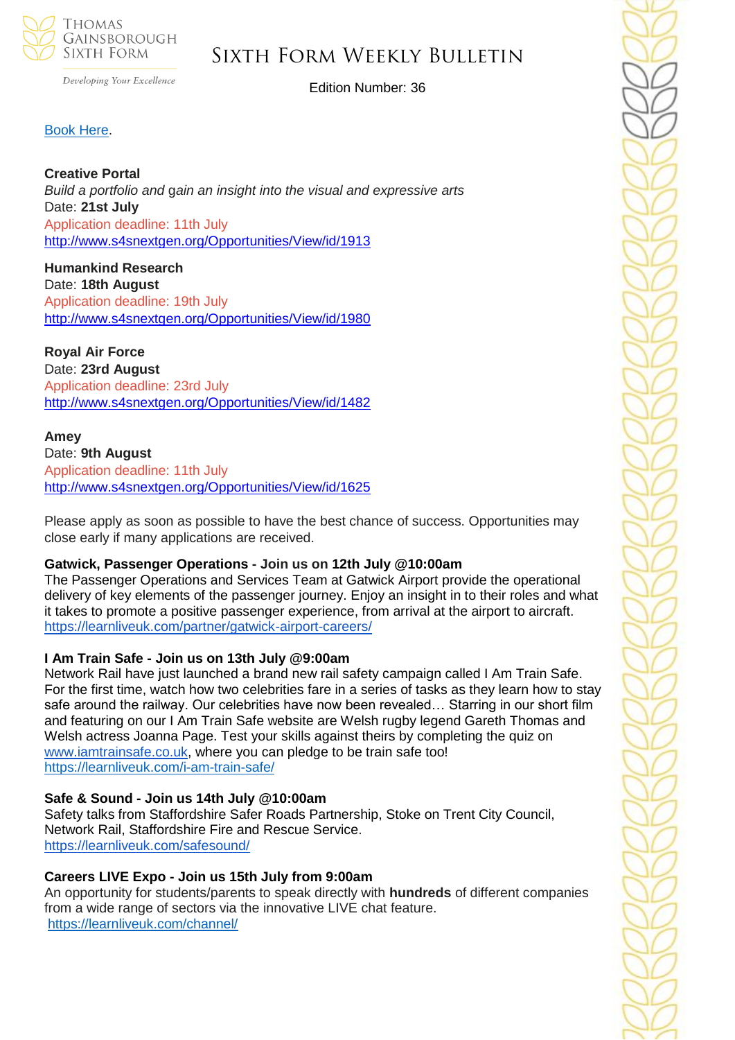Book Here.

**Creative Portal**
*Build a portfolio and* gain *an insight into the visual and expressive arts*
Date: **21st July**
Application deadline: 11th July
http://www.s4snextgen.org/Opportunities/View/id/1913

**Humankind Research**
Date: **18th August**
Application deadline: 19th July
http://www.s4snextgen.org/Opportunities/View/id/1980

**Royal Air Force**
Date: **23rd August**
Application deadline: 23rd July
http://www.s4snextgen.org/Opportunities/View/id/1482

**Amey**
Date: **9th August**
Application deadline: 11th July
http://www.s4snextgen.org/Opportunities/View/id/1625

Please apply as soon as possible to have the best chance of success. Opportunities may close early if many applications are received.

**Gatwick, Passenger Operations - Join us on 12th July @10:00am**
The Passenger Operations and Services Team at Gatwick Airport provide the operational delivery of key elements of the passenger journey. Enjoy an insight in to their roles and what it takes to promote a positive passenger experience, from arrival at the airport to aircraft.
https://learnliveuk.com/partner/gatwick-airport-careers/

**I Am Train Safe - Join us on 13th July @9:00am**
Network Rail have just launched a brand new rail safety campaign called I Am Train Safe. For the first time, watch how two celebrities fare in a series of tasks as they learn how to stay safe around the railway. Our celebrities have now been revealed… Starring in our short film and featuring on our I Am Train Safe website are Welsh rugby legend Gareth Thomas and Welsh actress Joanna Page. Test your skills against theirs by completing the quiz on www.iamtrainsafe.co.uk, where you can pledge to be train safe too!
https://learnliveuk.com/i-am-train-safe/

**Safe & Sound - Join us 14th July @10:00am**
Safety talks from Staffordshire Safer Roads Partnership, Stoke on Trent City Council, Network Rail, Staffordshire Fire and Rescue Service.
https://learnliveuk.com/safesound/

**Careers LIVE Expo - Join us 15th July from 9:00am**
An opportunity for students/parents to speak directly with **hundreds** of different companies from a wide range of sectors via the innovative LIVE chat feature.
https://learnliveuk.com/channel/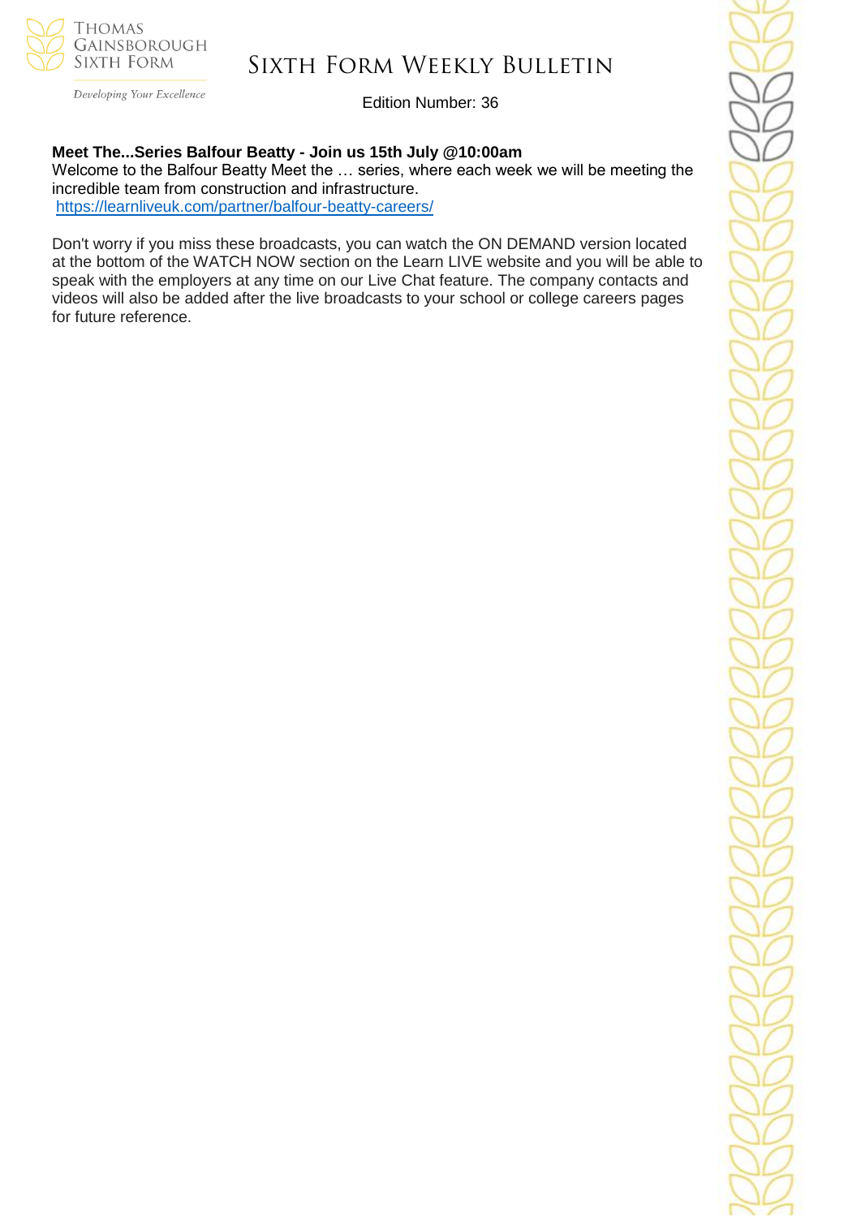**Meet The...Series Balfour Beatty - Join us 15th July @10:00am**

Welcome to the Balfour Beatty Meet the … series, where each week we will be meeting the incredible team from construction and infrastructure.

https://learnliveuk.com/partner/balfour-beatty-careers/

Don't worry if you miss these broadcasts, you can watch the ON DEMAND version located at the bottom of the WATCH NOW section on the Learn LIVE website and you will be able to speak with the employers at any time on our Live Chat feature. The company contacts and videos will also be added after the live broadcasts to your school or college careers pages for future reference.